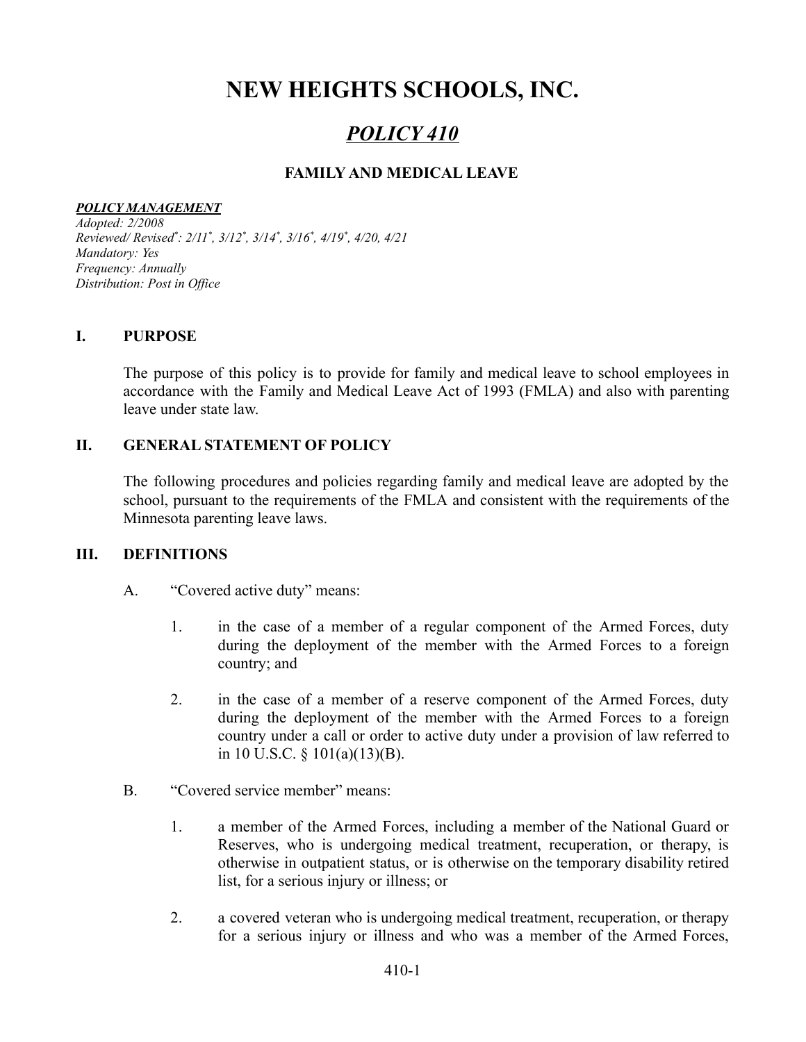# NEW HEIGHTS SCHOOLS, INC.

## *POLICY 410*

### FAMILY AND MEDICAL LEAVE

***POLICY MANAGEMENT***
*Adopted: 2/2008*
*Reviewed/ Revised\*: 2/11\*, 3/12\*, 3/14\*, 3/16\*, 4/19\*, 4/20, 4/21*
*Mandatory: Yes*
*Frequency: Annually*
*Distribution: Post in Office*

## I. PURPOSE

The purpose of this policy is to provide for family and medical leave to school employees in accordance with the Family and Medical Leave Act of 1993 (FMLA) and also with parenting leave under state law.

## II. GENERAL STATEMENT OF POLICY

The following procedures and policies regarding family and medical leave are adopted by the school, pursuant to the requirements of the FMLA and consistent with the requirements of the Minnesota parenting leave laws.

## III. DEFINITIONS

A. "Covered active duty" means:

1. in the case of a member of a regular component of the Armed Forces, duty during the deployment of the member with the Armed Forces to a foreign country; and

2. in the case of a member of a reserve component of the Armed Forces, duty during the deployment of the member with the Armed Forces to a foreign country under a call or order to active duty under a provision of law referred to in 10 U.S.C. § 101(a)(13)(B).

B. "Covered service member" means:

1. a member of the Armed Forces, including a member of the National Guard or Reserves, who is undergoing medical treatment, recuperation, or therapy, is otherwise in outpatient status, or is otherwise on the temporary disability retired list, for a serious injury or illness; or

2. a covered veteran who is undergoing medical treatment, recuperation, or therapy for a serious injury or illness and who was a member of the Armed Forces,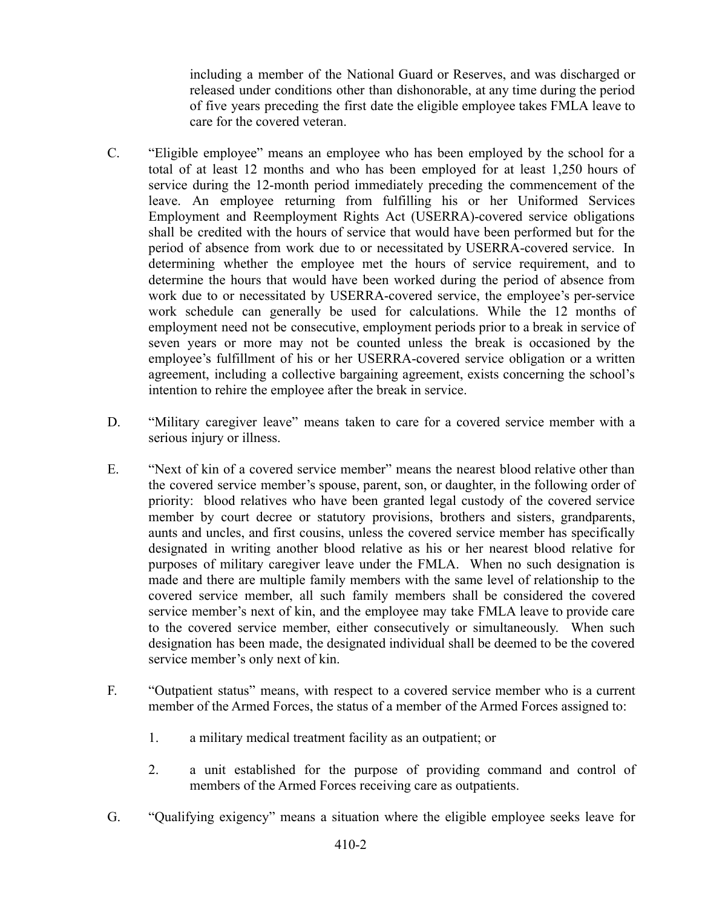including a member of the National Guard or Reserves, and was discharged or released under conditions other than dishonorable, at any time during the period of five years preceding the first date the eligible employee takes FMLA leave to care for the covered veteran.

C. "Eligible employee" means an employee who has been employed by the school for a total of at least 12 months and who has been employed for at least 1,250 hours of service during the 12-month period immediately preceding the commencement of the leave. An employee returning from fulfilling his or her Uniformed Services Employment and Reemployment Rights Act (USERRA)-covered service obligations shall be credited with the hours of service that would have been performed but for the period of absence from work due to or necessitated by USERRA-covered service. In determining whether the employee met the hours of service requirement, and to determine the hours that would have been worked during the period of absence from work due to or necessitated by USERRA-covered service, the employee's per-service work schedule can generally be used for calculations. While the 12 months of employment need not be consecutive, employment periods prior to a break in service of seven years or more may not be counted unless the break is occasioned by the employee's fulfillment of his or her USERRA-covered service obligation or a written agreement, including a collective bargaining agreement, exists concerning the school's intention to rehire the employee after the break in service.

D. "Military caregiver leave" means taken to care for a covered service member with a serious injury or illness.

E. "Next of kin of a covered service member" means the nearest blood relative other than the covered service member's spouse, parent, son, or daughter, in the following order of priority: blood relatives who have been granted legal custody of the covered service member by court decree or statutory provisions, brothers and sisters, grandparents, aunts and uncles, and first cousins, unless the covered service member has specifically designated in writing another blood relative as his or her nearest blood relative for purposes of military caregiver leave under the FMLA. When no such designation is made and there are multiple family members with the same level of relationship to the covered service member, all such family members shall be considered the covered service member's next of kin, and the employee may take FMLA leave to provide care to the covered service member, either consecutively or simultaneously. When such designation has been made, the designated individual shall be deemed to be the covered service member's only next of kin.

F. "Outpatient status" means, with respect to a covered service member who is a current member of the Armed Forces, the status of a member of the Armed Forces assigned to:

   1. a military medical treatment facility as an outpatient; or

   2. a unit established for the purpose of providing command and control of members of the Armed Forces receiving care as outpatients.

G. "Qualifying exigency" means a situation where the eligible employee seeks leave for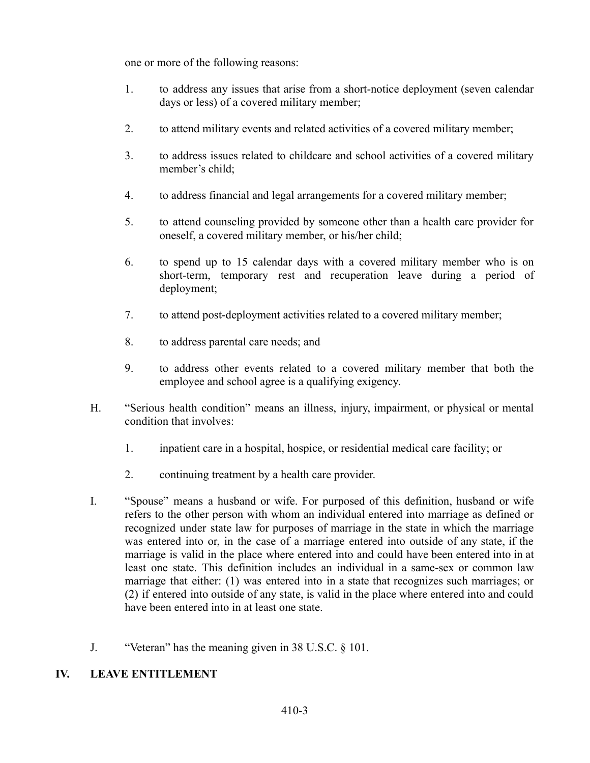one or more of the following reasons:

1. to address any issues that arise from a short-notice deployment (seven calendar days or less) of a covered military member;

2. to attend military events and related activities of a covered military member;

3. to address issues related to childcare and school activities of a covered military member's child;

4. to address financial and legal arrangements for a covered military member;

5. to attend counseling provided by someone other than a health care provider for oneself, a covered military member, or his/her child;

6. to spend up to 15 calendar days with a covered military member who is on short-term, temporary rest and recuperation leave during a period of deployment;

7. to attend post-deployment activities related to a covered military member;

8. to address parental care needs; and

9. to address other events related to a covered military member that both the employee and school agree is a qualifying exigency.

H. "Serious health condition" means an illness, injury, impairment, or physical or mental condition that involves:

   1. inpatient care in a hospital, hospice, or residential medical care facility; or

   2. continuing treatment by a health care provider.

I. "Spouse" means a husband or wife. For purposed of this definition, husband or wife refers to the other person with whom an individual entered into marriage as defined or recognized under state law for purposes of marriage in the state in which the marriage was entered into or, in the case of a marriage entered into outside of any state, if the marriage is valid in the place where entered into and could have been entered into in at least one state. This definition includes an individual in a same-sex or common law marriage that either: (1) was entered into in a state that recognizes such marriages; or (2) if entered into outside of any state, is valid in the place where entered into and could have been entered into in at least one state.

J. "Veteran" has the meaning given in 38 U.S.C. § 101.

## IV. LEAVE ENTITLEMENT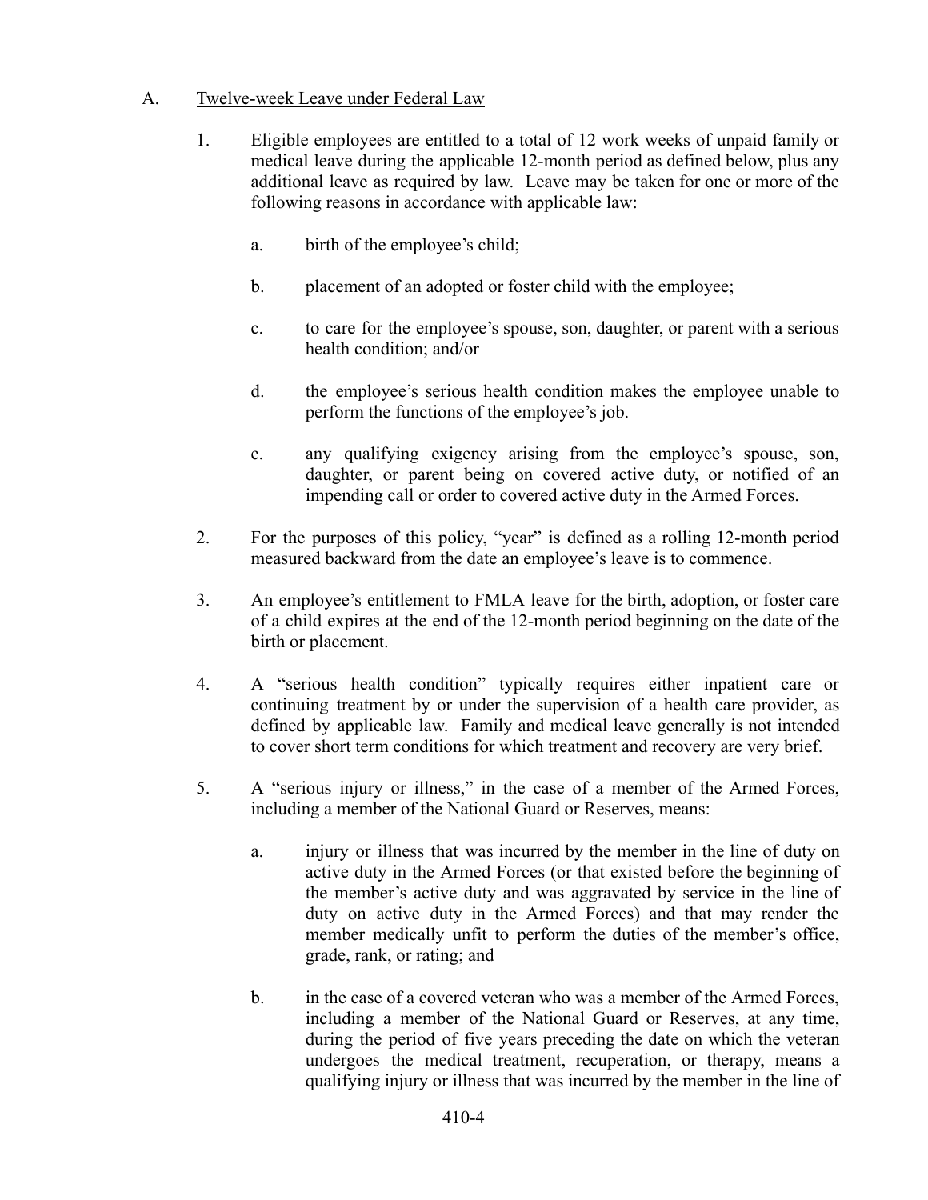A. <u>Twelve-week Leave under Federal Law</u>

1. Eligible employees are entitled to a total of 12 work weeks of unpaid family or medical leave during the applicable 12-month period as defined below, plus any additional leave as required by law. Leave may be taken for one or more of the following reasons in accordance with applicable law:

   a. birth of the employee's child;

   b. placement of an adopted or foster child with the employee;

   c. to care for the employee's spouse, son, daughter, or parent with a serious health condition; and/or

   d. the employee's serious health condition makes the employee unable to perform the functions of the employee's job.

   e. any qualifying exigency arising from the employee's spouse, son, daughter, or parent being on covered active duty, or notified of an impending call or order to covered active duty in the Armed Forces.

2. For the purposes of this policy, "year" is defined as a rolling 12-month period measured backward from the date an employee's leave is to commence.

3. An employee's entitlement to FMLA leave for the birth, adoption, or foster care of a child expires at the end of the 12-month period beginning on the date of the birth or placement.

4. A "serious health condition" typically requires either inpatient care or continuing treatment by or under the supervision of a health care provider, as defined by applicable law. Family and medical leave generally is not intended to cover short term conditions for which treatment and recovery are very brief.

5. A "serious injury or illness," in the case of a member of the Armed Forces, including a member of the National Guard or Reserves, means:

   a. injury or illness that was incurred by the member in the line of duty on active duty in the Armed Forces (or that existed before the beginning of the member's active duty and was aggravated by service in the line of duty on active duty in the Armed Forces) and that may render the member medically unfit to perform the duties of the member's office, grade, rank, or rating; and

   b. in the case of a covered veteran who was a member of the Armed Forces, including a member of the National Guard or Reserves, at any time, during the period of five years preceding the date on which the veteran undergoes the medical treatment, recuperation, or therapy, means a qualifying injury or illness that was incurred by the member in the line of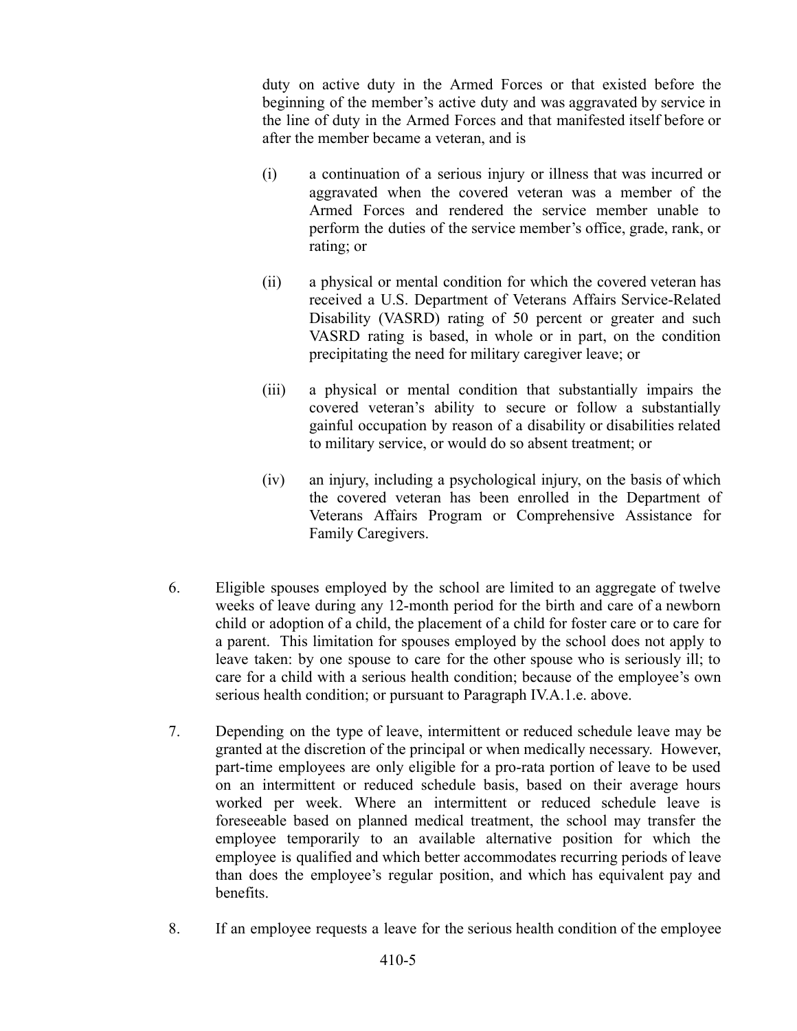duty on active duty in the Armed Forces or that existed before the beginning of the member's active duty and was aggravated by service in the line of duty in the Armed Forces and that manifested itself before or after the member became a veteran, and is

(i) a continuation of a serious injury or illness that was incurred or aggravated when the covered veteran was a member of the Armed Forces and rendered the service member unable to perform the duties of the service member's office, grade, rank, or rating; or

(ii) a physical or mental condition for which the covered veteran has received a U.S. Department of Veterans Affairs Service-Related Disability (VASRD) rating of 50 percent or greater and such VASRD rating is based, in whole or in part, on the condition precipitating the need for military caregiver leave; or

(iii) a physical or mental condition that substantially impairs the covered veteran's ability to secure or follow a substantially gainful occupation by reason of a disability or disabilities related to military service, or would do so absent treatment; or

(iv) an injury, including a psychological injury, on the basis of which the covered veteran has been enrolled in the Department of Veterans Affairs Program or Comprehensive Assistance for Family Caregivers.

6. Eligible spouses employed by the school are limited to an aggregate of twelve weeks of leave during any 12-month period for the birth and care of a newborn child or adoption of a child, the placement of a child for foster care or to care for a parent. This limitation for spouses employed by the school does not apply to leave taken: by one spouse to care for the other spouse who is seriously ill; to care for a child with a serious health condition; because of the employee's own serious health condition; or pursuant to Paragraph IV.A.1.e. above.

7. Depending on the type of leave, intermittent or reduced schedule leave may be granted at the discretion of the principal or when medically necessary. However, part-time employees are only eligible for a pro-rata portion of leave to be used on an intermittent or reduced schedule basis, based on their average hours worked per week. Where an intermittent or reduced schedule leave is foreseeable based on planned medical treatment, the school may transfer the employee temporarily to an available alternative position for which the employee is qualified and which better accommodates recurring periods of leave than does the employee's regular position, and which has equivalent pay and benefits.

8. If an employee requests a leave for the serious health condition of the employee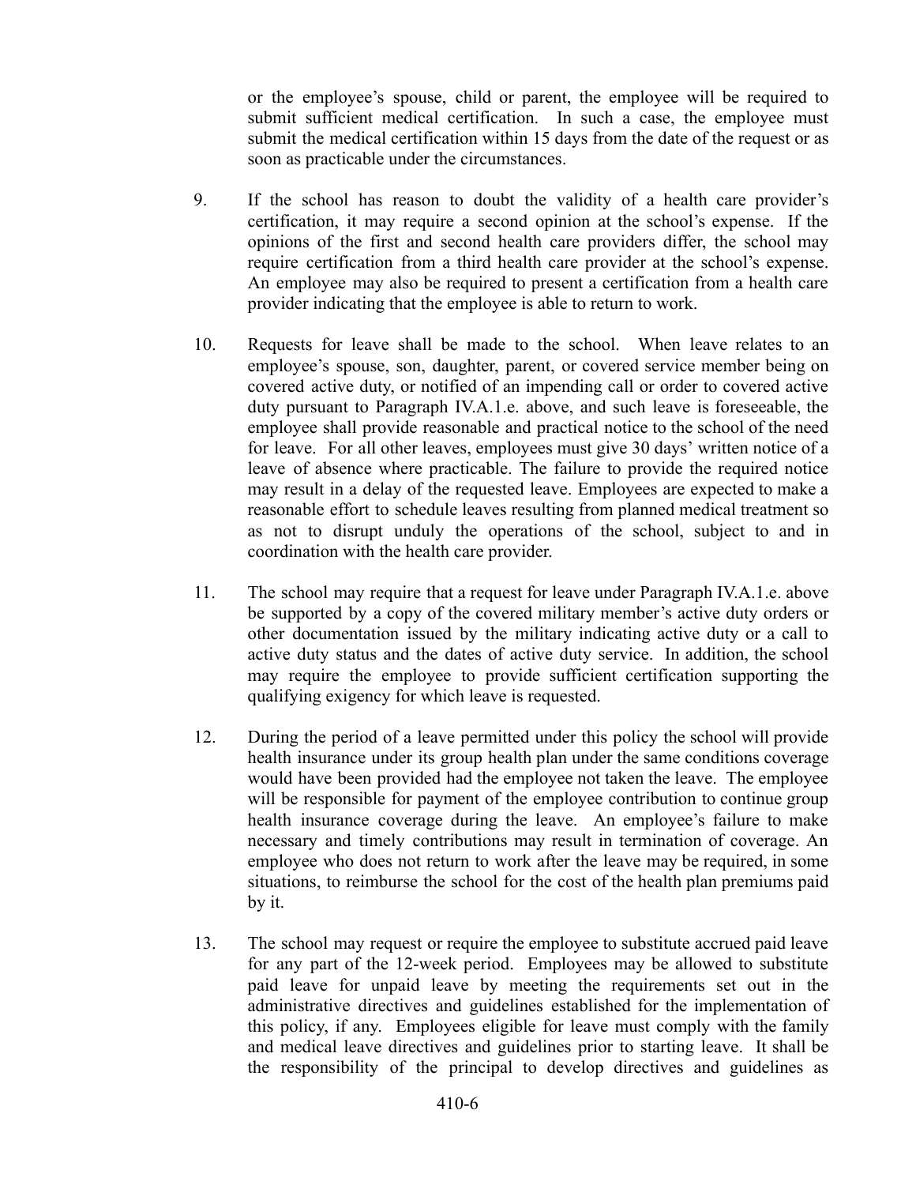or the employee's spouse, child or parent, the employee will be required to submit sufficient medical certification. In such a case, the employee must submit the medical certification within 15 days from the date of the request or as soon as practicable under the circumstances.

9. If the school has reason to doubt the validity of a health care provider's certification, it may require a second opinion at the school's expense. If the opinions of the first and second health care providers differ, the school may require certification from a third health care provider at the school's expense. An employee may also be required to present a certification from a health care provider indicating that the employee is able to return to work.

10. Requests for leave shall be made to the school. When leave relates to an employee's spouse, son, daughter, parent, or covered service member being on covered active duty, or notified of an impending call or order to covered active duty pursuant to Paragraph IV.A.1.e. above, and such leave is foreseeable, the employee shall provide reasonable and practical notice to the school of the need for leave. For all other leaves, employees must give 30 days' written notice of a leave of absence where practicable. The failure to provide the required notice may result in a delay of the requested leave. Employees are expected to make a reasonable effort to schedule leaves resulting from planned medical treatment so as not to disrupt unduly the operations of the school, subject to and in coordination with the health care provider.

11. The school may require that a request for leave under Paragraph IV.A.1.e. above be supported by a copy of the covered military member's active duty orders or other documentation issued by the military indicating active duty or a call to active duty status and the dates of active duty service. In addition, the school may require the employee to provide sufficient certification supporting the qualifying exigency for which leave is requested.

12. During the period of a leave permitted under this policy the school will provide health insurance under its group health plan under the same conditions coverage would have been provided had the employee not taken the leave. The employee will be responsible for payment of the employee contribution to continue group health insurance coverage during the leave. An employee's failure to make necessary and timely contributions may result in termination of coverage. An employee who does not return to work after the leave may be required, in some situations, to reimburse the school for the cost of the health plan premiums paid by it.

13. The school may request or require the employee to substitute accrued paid leave for any part of the 12-week period. Employees may be allowed to substitute paid leave for unpaid leave by meeting the requirements set out in the administrative directives and guidelines established for the implementation of this policy, if any. Employees eligible for leave must comply with the family and medical leave directives and guidelines prior to starting leave. It shall be the responsibility of the principal to develop directives and guidelines as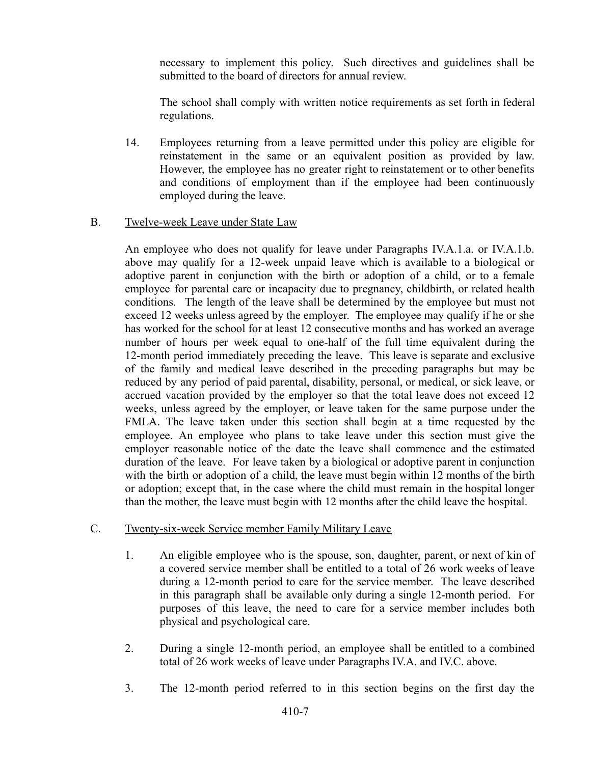necessary to implement this policy. Such directives and guidelines shall be submitted to the board of directors for annual review.

The school shall comply with written notice requirements as set forth in federal regulations.

14. Employees returning from a leave permitted under this policy are eligible for reinstatement in the same or an equivalent position as provided by law. However, the employee has no greater right to reinstatement or to other benefits and conditions of employment than if the employee had been continuously employed during the leave.

B. Twelve-week Leave under State Law

An employee who does not qualify for leave under Paragraphs IV.A.1.a. or IV.A.1.b. above may qualify for a 12-week unpaid leave which is available to a biological or adoptive parent in conjunction with the birth or adoption of a child, or to a female employee for parental care or incapacity due to pregnancy, childbirth, or related health conditions. The length of the leave shall be determined by the employee but must not exceed 12 weeks unless agreed by the employer. The employee may qualify if he or she has worked for the school for at least 12 consecutive months and has worked an average number of hours per week equal to one-half of the full time equivalent during the 12-month period immediately preceding the leave. This leave is separate and exclusive of the family and medical leave described in the preceding paragraphs but may be reduced by any period of paid parental, disability, personal, or medical, or sick leave, or accrued vacation provided by the employer so that the total leave does not exceed 12 weeks, unless agreed by the employer, or leave taken for the same purpose under the FMLA. The leave taken under this section shall begin at a time requested by the employee. An employee who plans to take leave under this section must give the employer reasonable notice of the date the leave shall commence and the estimated duration of the leave. For leave taken by a biological or adoptive parent in conjunction with the birth or adoption of a child, the leave must begin within 12 months of the birth or adoption; except that, in the case where the child must remain in the hospital longer than the mother, the leave must begin with 12 months after the child leave the hospital.

C. Twenty-six-week Service member Family Military Leave

1. An eligible employee who is the spouse, son, daughter, parent, or next of kin of a covered service member shall be entitled to a total of 26 work weeks of leave during a 12-month period to care for the service member. The leave described in this paragraph shall be available only during a single 12-month period. For purposes of this leave, the need to care for a service member includes both physical and psychological care.

2. During a single 12-month period, an employee shall be entitled to a combined total of 26 work weeks of leave under Paragraphs IV.A. and IV.C. above.

3. The 12-month period referred to in this section begins on the first day the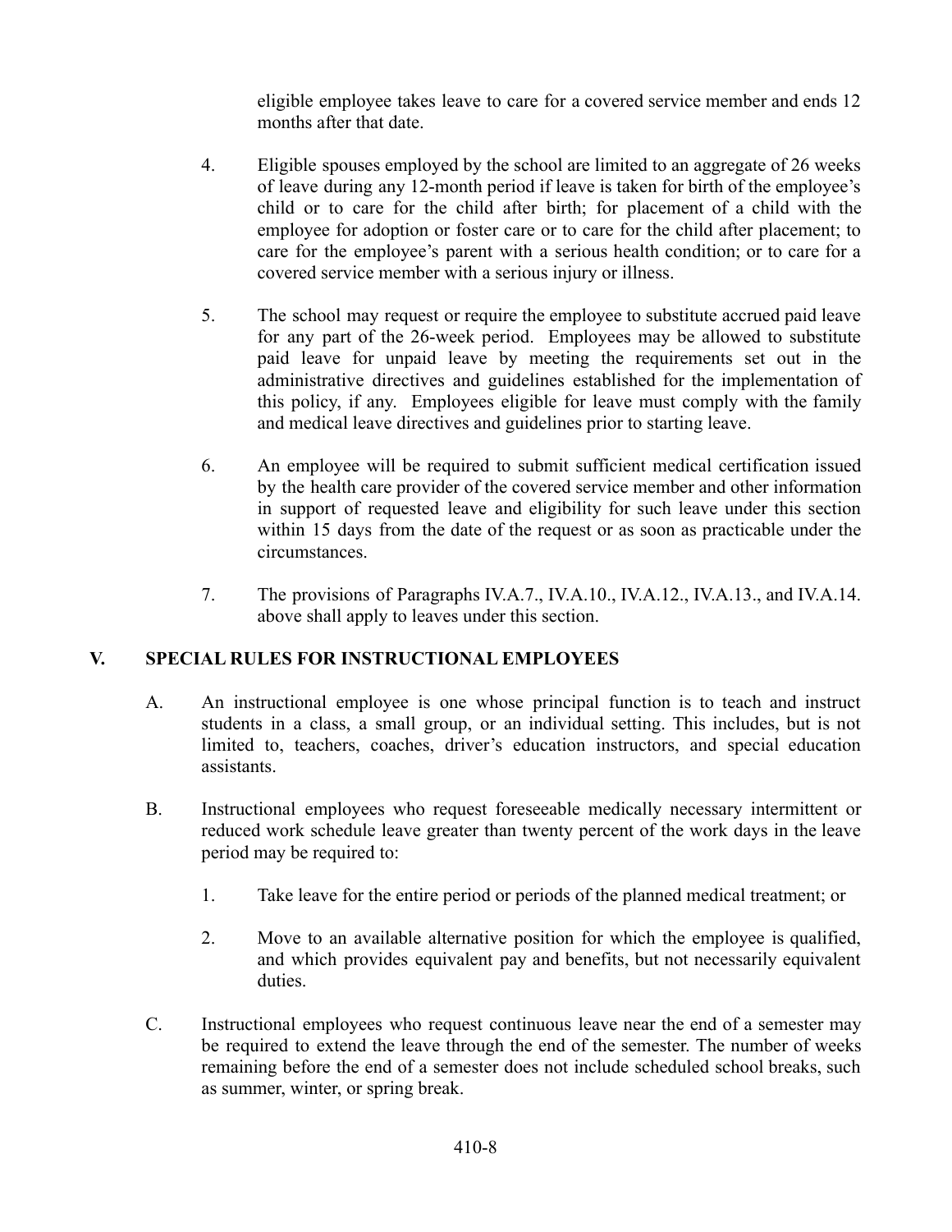eligible employee takes leave to care for a covered service member and ends 12 months after that date.

4. Eligible spouses employed by the school are limited to an aggregate of 26 weeks of leave during any 12-month period if leave is taken for birth of the employee's child or to care for the child after birth; for placement of a child with the employee for adoption or foster care or to care for the child after placement; to care for the employee's parent with a serious health condition; or to care for a covered service member with a serious injury or illness.

5. The school may request or require the employee to substitute accrued paid leave for any part of the 26-week period. Employees may be allowed to substitute paid leave for unpaid leave by meeting the requirements set out in the administrative directives and guidelines established for the implementation of this policy, if any. Employees eligible for leave must comply with the family and medical leave directives and guidelines prior to starting leave.

6. An employee will be required to submit sufficient medical certification issued by the health care provider of the covered service member and other information in support of requested leave and eligibility for such leave under this section within 15 days from the date of the request or as soon as practicable under the circumstances.

7. The provisions of Paragraphs IV.A.7., IV.A.10., IV.A.12., IV.A.13., and IV.A.14. above shall apply to leaves under this section.

## V. SPECIAL RULES FOR INSTRUCTIONAL EMPLOYEES

A. An instructional employee is one whose principal function is to teach and instruct students in a class, a small group, or an individual setting. This includes, but is not limited to, teachers, coaches, driver's education instructors, and special education assistants.

B. Instructional employees who request foreseeable medically necessary intermittent or reduced work schedule leave greater than twenty percent of the work days in the leave period may be required to:

1. Take leave for the entire period or periods of the planned medical treatment; or

2. Move to an available alternative position for which the employee is qualified, and which provides equivalent pay and benefits, but not necessarily equivalent duties.

C. Instructional employees who request continuous leave near the end of a semester may be required to extend the leave through the end of the semester. The number of weeks remaining before the end of a semester does not include scheduled school breaks, such as summer, winter, or spring break.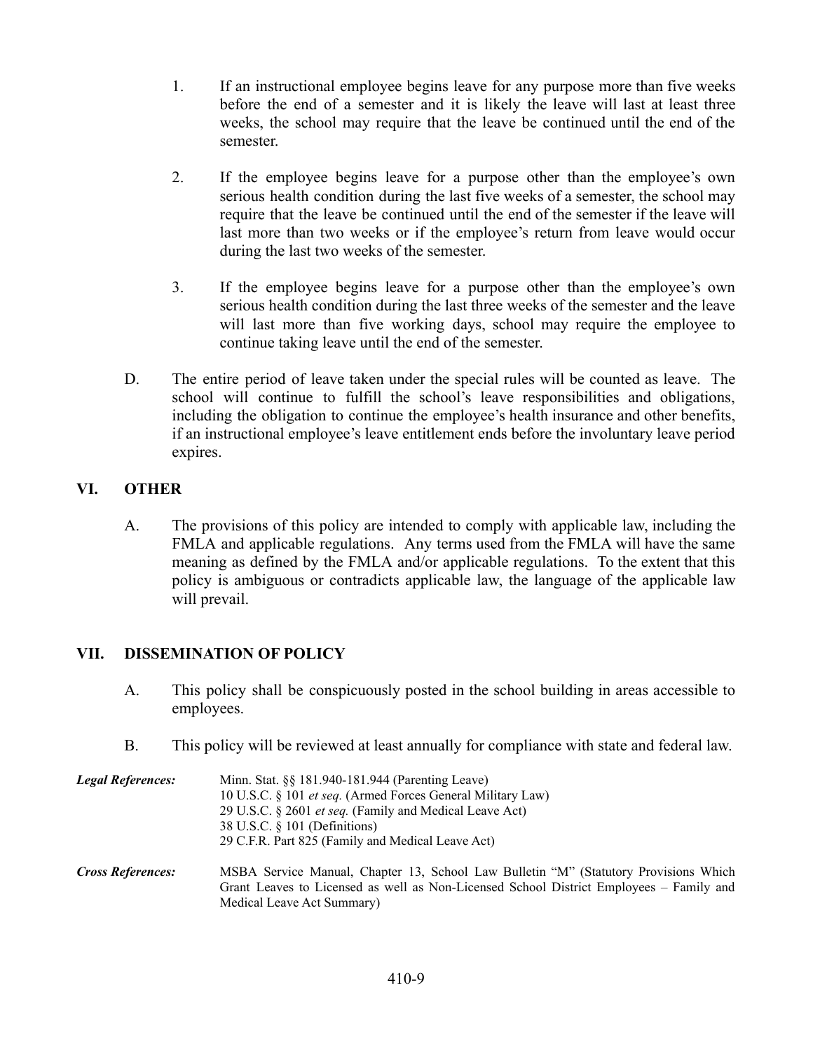1. If an instructional employee begins leave for any purpose more than five weeks before the end of a semester and it is likely the leave will last at least three weeks, the school may require that the leave be continued until the end of the semester.

2. If the employee begins leave for a purpose other than the employee's own serious health condition during the last five weeks of a semester, the school may require that the leave be continued until the end of the semester if the leave will last more than two weeks or if the employee's return from leave would occur during the last two weeks of the semester.

3. If the employee begins leave for a purpose other than the employee's own serious health condition during the last three weeks of the semester and the leave will last more than five working days, school may require the employee to continue taking leave until the end of the semester.

D. The entire period of leave taken under the special rules will be counted as leave. The school will continue to fulfill the school's leave responsibilities and obligations, including the obligation to continue the employee's health insurance and other benefits, if an instructional employee's leave entitlement ends before the involuntary leave period expires.

## VI. OTHER

A. The provisions of this policy are intended to comply with applicable law, including the FMLA and applicable regulations. Any terms used from the FMLA will have the same meaning as defined by the FMLA and/or applicable regulations. To the extent that this policy is ambiguous or contradicts applicable law, the language of the applicable law will prevail.

## VII. DISSEMINATION OF POLICY

A. This policy shall be conspicuously posted in the school building in areas accessible to employees.

B. This policy will be reviewed at least annually for compliance with state and federal law.

***Legal References:***
Minn. Stat. §§ 181.940-181.944 (Parenting Leave)
10 U.S.C. § 101 *et seq.* (Armed Forces General Military Law)
29 U.S.C. § 2601 *et seq.* (Family and Medical Leave Act)
38 U.S.C. § 101 (Definitions)
29 C.F.R. Part 825 (Family and Medical Leave Act)

***Cross References:***
MSBA Service Manual, Chapter 13, School Law Bulletin "M" (Statutory Provisions Which Grant Leaves to Licensed as well as Non-Licensed School District Employees – Family and Medical Leave Act Summary)